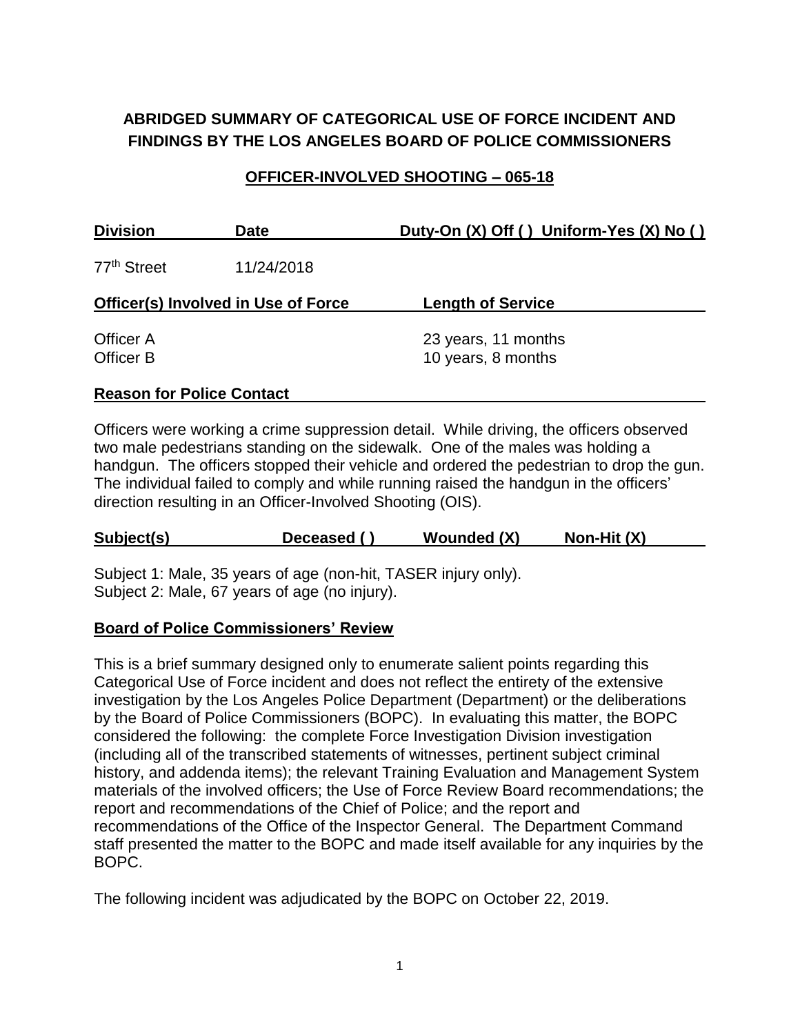# ABRIDGED SUMMARY OF CATEGORICAL USE OF FORCE INCIDENT AND FINDINGS BY THE LOS ANGELES BOARD OF POLICE COMMISSIONERS

## OFFICER-INVOLVED SHOOTING – 065-18

| Division | Date | Duty-On (X) Off ( ) Uniform-Yes (X) No ( ) |
|---|---|---|
| 77th Street | 11/24/2018 | |

| Officer(s) Involved in Use of Force | Length of Service |
|---|---|
| Officer A | 23 years, 11 months |
| Officer B | 10 years, 8 months |

**Reason for Police Contact**

Officers were working a crime suppression detail. While driving, the officers observed two male pedestrians standing on the sidewalk. One of the males was holding a handgun. The officers stopped their vehicle and ordered the pedestrian to drop the gun. The individual failed to comply and while running raised the handgun in the officers' direction resulting in an Officer-Involved Shooting (OIS).

| Subject(s) | Deceased ( ) | Wounded (X) | Non-Hit (X) |
|---|---|---|---|

Subject 1: Male, 35 years of age (non-hit, TASER injury only).
Subject 2: Male, 67 years of age (no injury).

**Board of Police Commissioners' Review**

This is a brief summary designed only to enumerate salient points regarding this Categorical Use of Force incident and does not reflect the entirety of the extensive investigation by the Los Angeles Police Department (Department) or the deliberations by the Board of Police Commissioners (BOPC). In evaluating this matter, the BOPC considered the following: the complete Force Investigation Division investigation (including all of the transcribed statements of witnesses, pertinent subject criminal history, and addenda items); the relevant Training Evaluation and Management System materials of the involved officers; the Use of Force Review Board recommendations; the report and recommendations of the Chief of Police; and the report and recommendations of the Office of the Inspector General. The Department Command staff presented the matter to the BOPC and made itself available for any inquiries by the BOPC.

The following incident was adjudicated by the BOPC on October 22, 2019.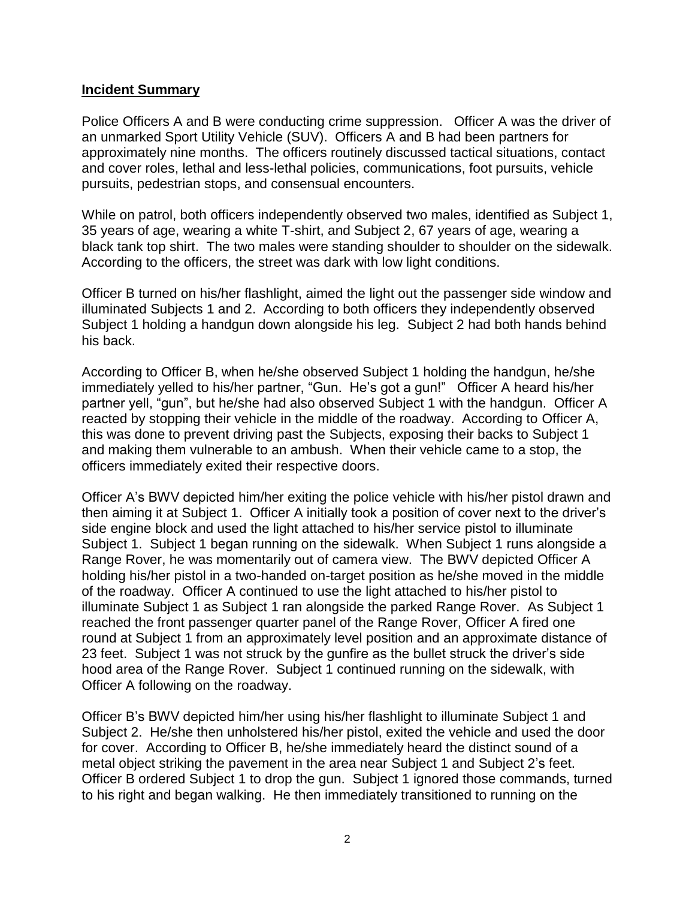**Incident Summary**

Police Officers A and B were conducting crime suppression. Officer A was the driver of an unmarked Sport Utility Vehicle (SUV). Officers A and B had been partners for approximately nine months. The officers routinely discussed tactical situations, contact and cover roles, lethal and less-lethal policies, communications, foot pursuits, vehicle pursuits, pedestrian stops, and consensual encounters.

While on patrol, both officers independently observed two males, identified as Subject 1, 35 years of age, wearing a white T-shirt, and Subject 2, 67 years of age, wearing a black tank top shirt. The two males were standing shoulder to shoulder on the sidewalk. According to the officers, the street was dark with low light conditions.

Officer B turned on his/her flashlight, aimed the light out the passenger side window and illuminated Subjects 1 and 2. According to both officers they independently observed Subject 1 holding a handgun down alongside his leg. Subject 2 had both hands behind his back.

According to Officer B, when he/she observed Subject 1 holding the handgun, he/she immediately yelled to his/her partner, "Gun. He's got a gun!" Officer A heard his/her partner yell, "gun", but he/she had also observed Subject 1 with the handgun. Officer A reacted by stopping their vehicle in the middle of the roadway. According to Officer A, this was done to prevent driving past the Subjects, exposing their backs to Subject 1 and making them vulnerable to an ambush. When their vehicle came to a stop, the officers immediately exited their respective doors.

Officer A's BWV depicted him/her exiting the police vehicle with his/her pistol drawn and then aiming it at Subject 1. Officer A initially took a position of cover next to the driver's side engine block and used the light attached to his/her service pistol to illuminate Subject 1. Subject 1 began running on the sidewalk. When Subject 1 runs alongside a Range Rover, he was momentarily out of camera view. The BWV depicted Officer A holding his/her pistol in a two-handed on-target position as he/she moved in the middle of the roadway. Officer A continued to use the light attached to his/her pistol to illuminate Subject 1 as Subject 1 ran alongside the parked Range Rover. As Subject 1 reached the front passenger quarter panel of the Range Rover, Officer A fired one round at Subject 1 from an approximately level position and an approximate distance of 23 feet. Subject 1 was not struck by the gunfire as the bullet struck the driver's side hood area of the Range Rover. Subject 1 continued running on the sidewalk, with Officer A following on the roadway.

Officer B's BWV depicted him/her using his/her flashlight to illuminate Subject 1 and Subject 2. He/she then unholstered his/her pistol, exited the vehicle and used the door for cover. According to Officer B, he/she immediately heard the distinct sound of a metal object striking the pavement in the area near Subject 1 and Subject 2's feet. Officer B ordered Subject 1 to drop the gun. Subject 1 ignored those commands, turned to his right and began walking. He then immediately transitioned to running on the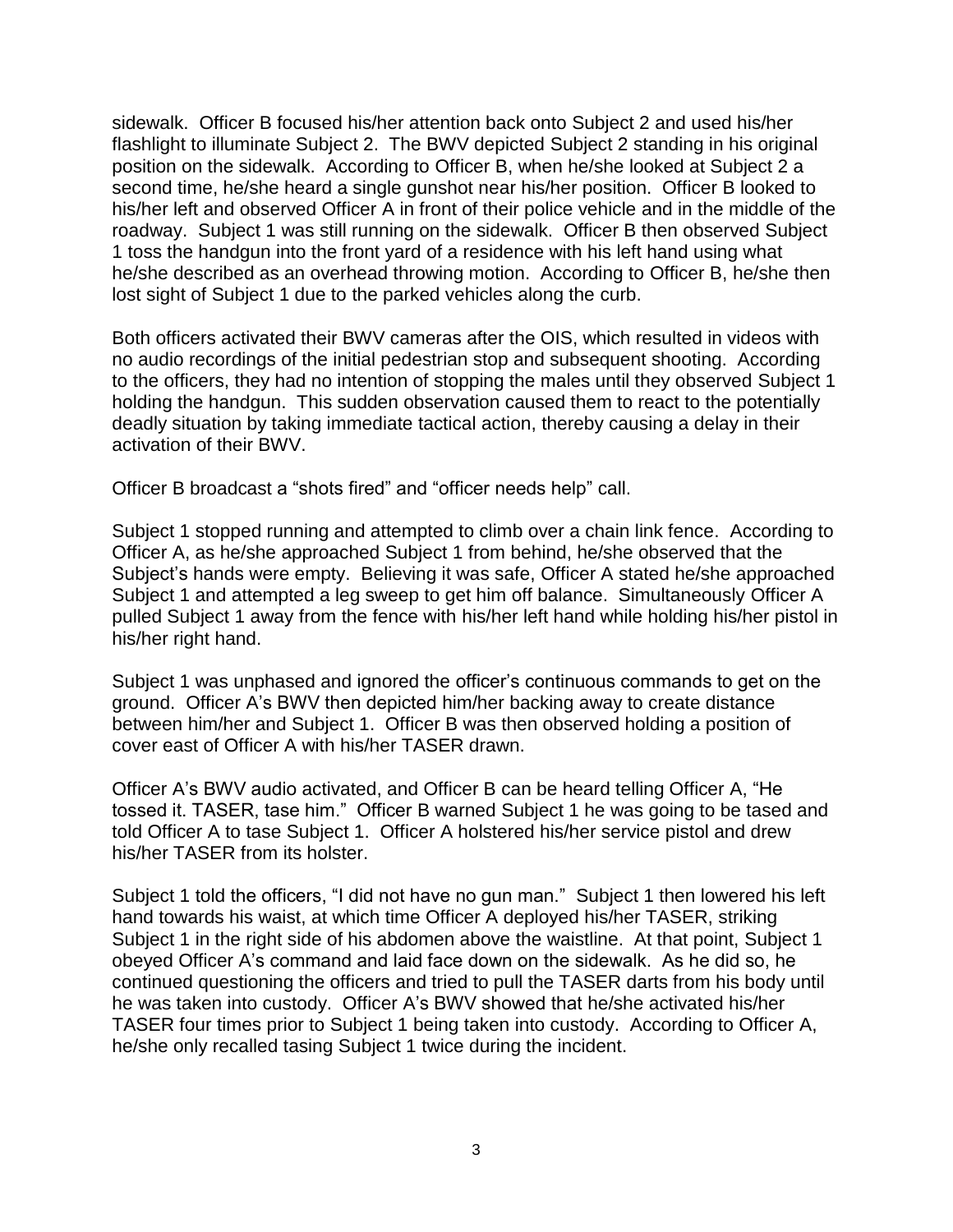sidewalk. Officer B focused his/her attention back onto Subject 2 and used his/her flashlight to illuminate Subject 2. The BWV depicted Subject 2 standing in his original position on the sidewalk. According to Officer B, when he/she looked at Subject 2 a second time, he/she heard a single gunshot near his/her position. Officer B looked to his/her left and observed Officer A in front of their police vehicle and in the middle of the roadway. Subject 1 was still running on the sidewalk. Officer B then observed Subject 1 toss the handgun into the front yard of a residence with his left hand using what he/she described as an overhead throwing motion. According to Officer B, he/she then lost sight of Subject 1 due to the parked vehicles along the curb.

Both officers activated their BWV cameras after the OIS, which resulted in videos with no audio recordings of the initial pedestrian stop and subsequent shooting. According to the officers, they had no intention of stopping the males until they observed Subject 1 holding the handgun. This sudden observation caused them to react to the potentially deadly situation by taking immediate tactical action, thereby causing a delay in their activation of their BWV.

Officer B broadcast a "shots fired" and "officer needs help" call.

Subject 1 stopped running and attempted to climb over a chain link fence. According to Officer A, as he/she approached Subject 1 from behind, he/she observed that the Subject's hands were empty. Believing it was safe, Officer A stated he/she approached Subject 1 and attempted a leg sweep to get him off balance. Simultaneously Officer A pulled Subject 1 away from the fence with his/her left hand while holding his/her pistol in his/her right hand.

Subject 1 was unphased and ignored the officer's continuous commands to get on the ground. Officer A's BWV then depicted him/her backing away to create distance between him/her and Subject 1. Officer B was then observed holding a position of cover east of Officer A with his/her TASER drawn.

Officer A's BWV audio activated, and Officer B can be heard telling Officer A, "He tossed it. TASER, tase him." Officer B warned Subject 1 he was going to be tased and told Officer A to tase Subject 1. Officer A holstered his/her service pistol and drew his/her TASER from its holster.

Subject 1 told the officers, "I did not have no gun man." Subject 1 then lowered his left hand towards his waist, at which time Officer A deployed his/her TASER, striking Subject 1 in the right side of his abdomen above the waistline. At that point, Subject 1 obeyed Officer A's command and laid face down on the sidewalk. As he did so, he continued questioning the officers and tried to pull the TASER darts from his body until he was taken into custody. Officer A's BWV showed that he/she activated his/her TASER four times prior to Subject 1 being taken into custody. According to Officer A, he/she only recalled tasing Subject 1 twice during the incident.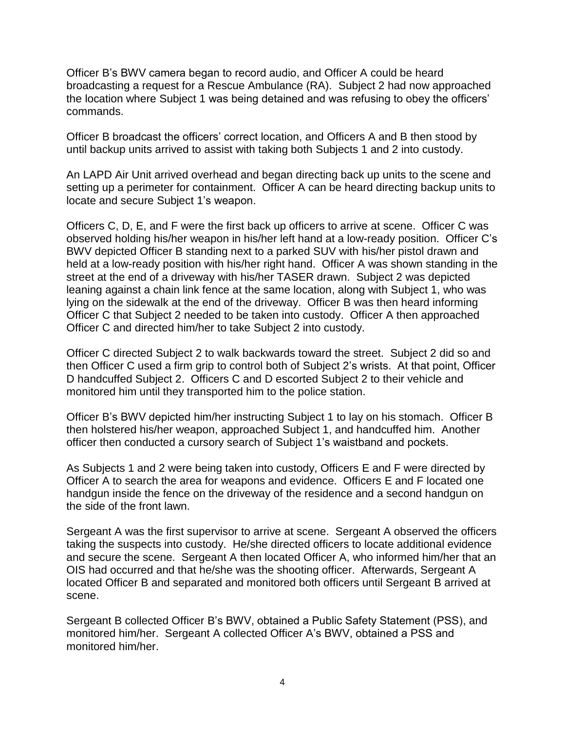Officer B's BWV camera began to record audio, and Officer A could be heard broadcasting a request for a Rescue Ambulance (RA). Subject 2 had now approached the location where Subject 1 was being detained and was refusing to obey the officers' commands.

Officer B broadcast the officers' correct location, and Officers A and B then stood by until backup units arrived to assist with taking both Subjects 1 and 2 into custody.

An LAPD Air Unit arrived overhead and began directing back up units to the scene and setting up a perimeter for containment. Officer A can be heard directing backup units to locate and secure Subject 1's weapon.

Officers C, D, E, and F were the first back up officers to arrive at scene. Officer C was observed holding his/her weapon in his/her left hand at a low-ready position. Officer C's BWV depicted Officer B standing next to a parked SUV with his/her pistol drawn and held at a low-ready position with his/her right hand. Officer A was shown standing in the street at the end of a driveway with his/her TASER drawn. Subject 2 was depicted leaning against a chain link fence at the same location, along with Subject 1, who was lying on the sidewalk at the end of the driveway. Officer B was then heard informing Officer C that Subject 2 needed to be taken into custody. Officer A then approached Officer C and directed him/her to take Subject 2 into custody.

Officer C directed Subject 2 to walk backwards toward the street. Subject 2 did so and then Officer C used a firm grip to control both of Subject 2's wrists. At that point, Officer D handcuffed Subject 2. Officers C and D escorted Subject 2 to their vehicle and monitored him until they transported him to the police station.

Officer B's BWV depicted him/her instructing Subject 1 to lay on his stomach. Officer B then holstered his/her weapon, approached Subject 1, and handcuffed him. Another officer then conducted a cursory search of Subject 1's waistband and pockets.

As Subjects 1 and 2 were being taken into custody, Officers E and F were directed by Officer A to search the area for weapons and evidence. Officers E and F located one handgun inside the fence on the driveway of the residence and a second handgun on the side of the front lawn.

Sergeant A was the first supervisor to arrive at scene. Sergeant A observed the officers taking the suspects into custody. He/she directed officers to locate additional evidence and secure the scene. Sergeant A then located Officer A, who informed him/her that an OIS had occurred and that he/she was the shooting officer. Afterwards, Sergeant A located Officer B and separated and monitored both officers until Sergeant B arrived at scene.

Sergeant B collected Officer B's BWV, obtained a Public Safety Statement (PSS), and monitored him/her. Sergeant A collected Officer A's BWV, obtained a PSS and monitored him/her.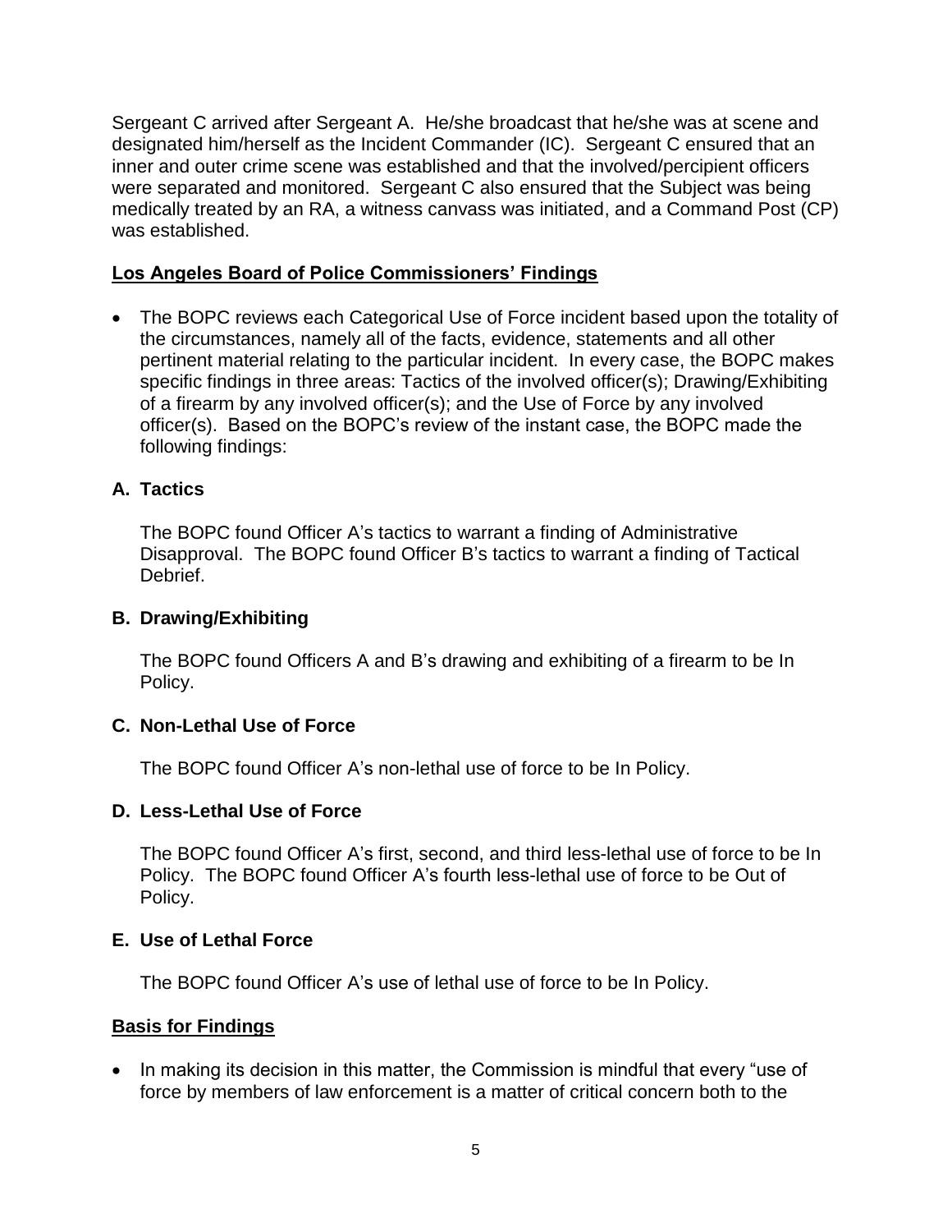Sergeant C arrived after Sergeant A. He/she broadcast that he/she was at scene and designated him/herself as the Incident Commander (IC). Sergeant C ensured that an inner and outer crime scene was established and that the involved/percipient officers were separated and monitored. Sergeant C also ensured that the Subject was being medically treated by an RA, a witness canvass was initiated, and a Command Post (CP) was established.

## Los Angeles Board of Police Commissioners' Findings

- The BOPC reviews each Categorical Use of Force incident based upon the totality of the circumstances, namely all of the facts, evidence, statements and all other pertinent material relating to the particular incident. In every case, the BOPC makes specific findings in three areas: Tactics of the involved officer(s); Drawing/Exhibiting of a firearm by any involved officer(s); and the Use of Force by any involved officer(s). Based on the BOPC's review of the instant case, the BOPC made the following findings:

### A. Tactics

The BOPC found Officer A's tactics to warrant a finding of Administrative Disapproval. The BOPC found Officer B's tactics to warrant a finding of Tactical Debrief.

### B. Drawing/Exhibiting

The BOPC found Officers A and B's drawing and exhibiting of a firearm to be In Policy.

### C. Non-Lethal Use of Force

The BOPC found Officer A's non-lethal use of force to be In Policy.

### D. Less-Lethal Use of Force

The BOPC found Officer A's first, second, and third less-lethal use of force to be In Policy. The BOPC found Officer A's fourth less-lethal use of force to be Out of Policy.

### E. Use of Lethal Force

The BOPC found Officer A's use of lethal use of force to be In Policy.

## Basis for Findings

- In making its decision in this matter, the Commission is mindful that every "use of force by members of law enforcement is a matter of critical concern both to the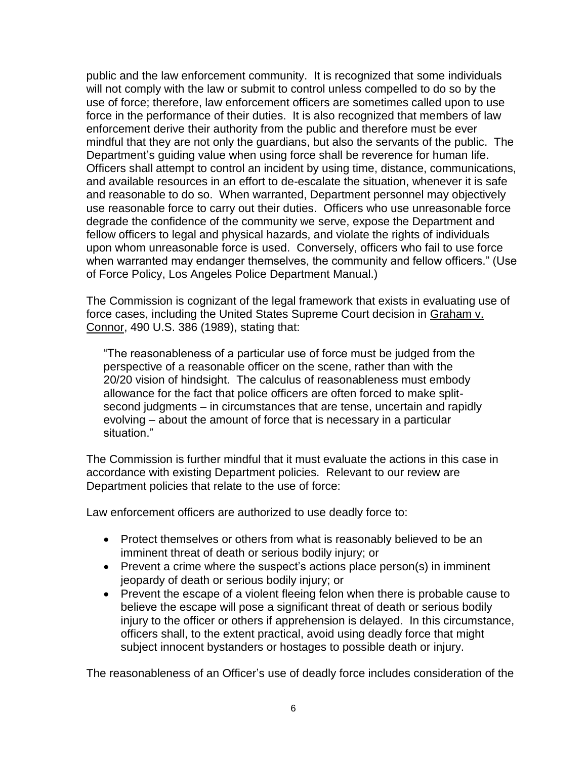public and the law enforcement community. It is recognized that some individuals will not comply with the law or submit to control unless compelled to do so by the use of force; therefore, law enforcement officers are sometimes called upon to use force in the performance of their duties. It is also recognized that members of law enforcement derive their authority from the public and therefore must be ever mindful that they are not only the guardians, but also the servants of the public. The Department's guiding value when using force shall be reverence for human life. Officers shall attempt to control an incident by using time, distance, communications, and available resources in an effort to de-escalate the situation, whenever it is safe and reasonable to do so. When warranted, Department personnel may objectively use reasonable force to carry out their duties. Officers who use unreasonable force degrade the confidence of the community we serve, expose the Department and fellow officers to legal and physical hazards, and violate the rights of individuals upon whom unreasonable force is used. Conversely, officers who fail to use force when warranted may endanger themselves, the community and fellow officers." (Use of Force Policy, Los Angeles Police Department Manual.)

The Commission is cognizant of the legal framework that exists in evaluating use of force cases, including the United States Supreme Court decision in Graham v. Connor, 490 U.S. 386 (1989), stating that:

> "The reasonableness of a particular use of force must be judged from the perspective of a reasonable officer on the scene, rather than with the 20/20 vision of hindsight. The calculus of reasonableness must embody allowance for the fact that police officers are often forced to make split-second judgments – in circumstances that are tense, uncertain and rapidly evolving – about the amount of force that is necessary in a particular situation."

The Commission is further mindful that it must evaluate the actions in this case in accordance with existing Department policies. Relevant to our review are Department policies that relate to the use of force:

Law enforcement officers are authorized to use deadly force to:

- Protect themselves or others from what is reasonably believed to be an imminent threat of death or serious bodily injury; or
- Prevent a crime where the suspect's actions place person(s) in imminent jeopardy of death or serious bodily injury; or
- Prevent the escape of a violent fleeing felon when there is probable cause to believe the escape will pose a significant threat of death or serious bodily injury to the officer or others if apprehension is delayed. In this circumstance, officers shall, to the extent practical, avoid using deadly force that might subject innocent bystanders or hostages to possible death or injury.

The reasonableness of an Officer's use of deadly force includes consideration of the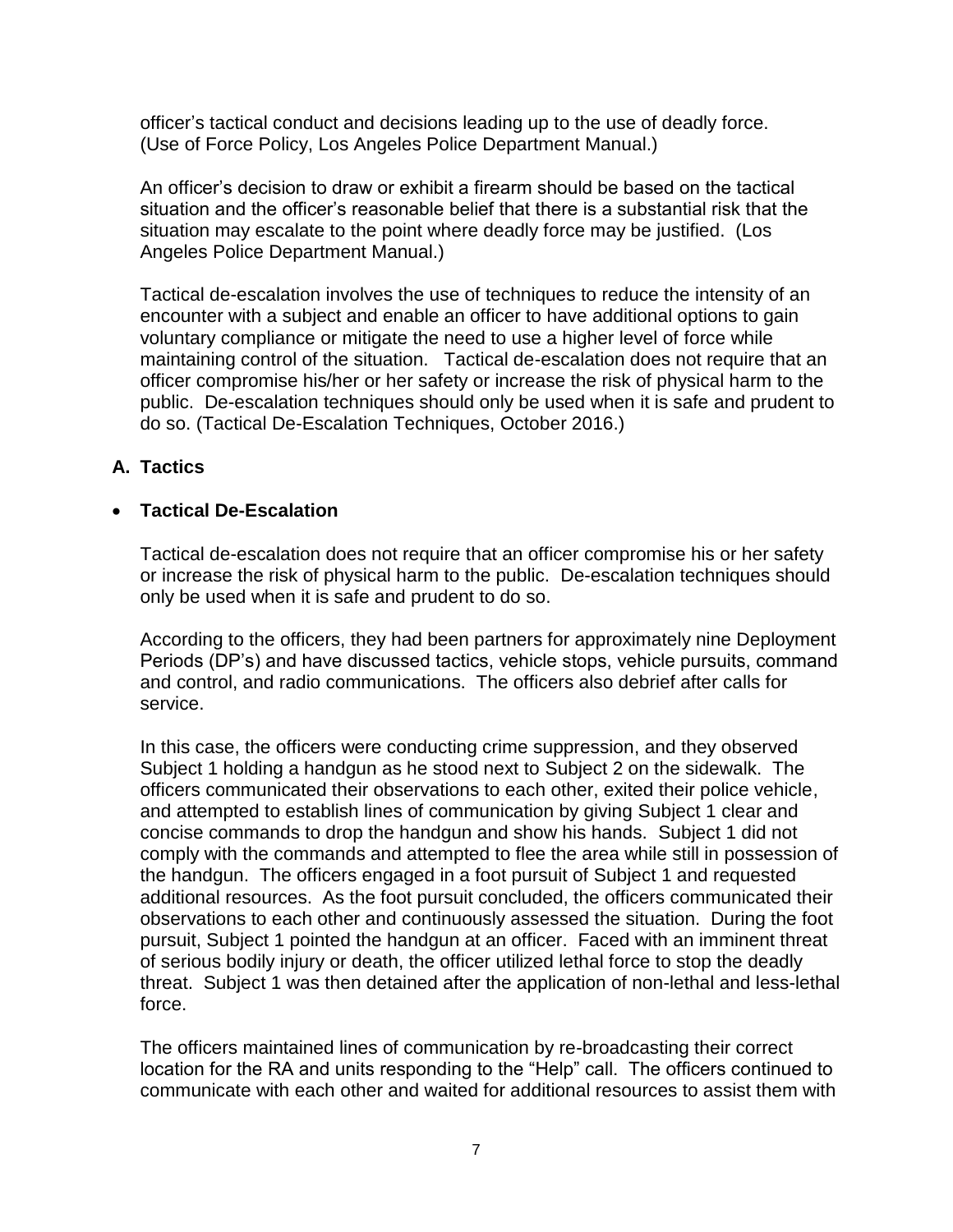officer's tactical conduct and decisions leading up to the use of deadly force. (Use of Force Policy, Los Angeles Police Department Manual.)

An officer's decision to draw or exhibit a firearm should be based on the tactical situation and the officer's reasonable belief that there is a substantial risk that the situation may escalate to the point where deadly force may be justified. (Los Angeles Police Department Manual.)

Tactical de-escalation involves the use of techniques to reduce the intensity of an encounter with a subject and enable an officer to have additional options to gain voluntary compliance or mitigate the need to use a higher level of force while maintaining control of the situation. Tactical de-escalation does not require that an officer compromise his/her or her safety or increase the risk of physical harm to the public. De-escalation techniques should only be used when it is safe and prudent to do so. (Tactical De-Escalation Techniques, October 2016.)

## A. Tactics

- **Tactical De-Escalation**

Tactical de-escalation does not require that an officer compromise his or her safety or increase the risk of physical harm to the public. De-escalation techniques should only be used when it is safe and prudent to do so.

According to the officers, they had been partners for approximately nine Deployment Periods (DP's) and have discussed tactics, vehicle stops, vehicle pursuits, command and control, and radio communications. The officers also debrief after calls for service.

In this case, the officers were conducting crime suppression, and they observed Subject 1 holding a handgun as he stood next to Subject 2 on the sidewalk. The officers communicated their observations to each other, exited their police vehicle, and attempted to establish lines of communication by giving Subject 1 clear and concise commands to drop the handgun and show his hands. Subject 1 did not comply with the commands and attempted to flee the area while still in possession of the handgun. The officers engaged in a foot pursuit of Subject 1 and requested additional resources. As the foot pursuit concluded, the officers communicated their observations to each other and continuously assessed the situation. During the foot pursuit, Subject 1 pointed the handgun at an officer. Faced with an imminent threat of serious bodily injury or death, the officer utilized lethal force to stop the deadly threat. Subject 1 was then detained after the application of non-lethal and less-lethal force.

The officers maintained lines of communication by re-broadcasting their correct location for the RA and units responding to the "Help" call. The officers continued to communicate with each other and waited for additional resources to assist them with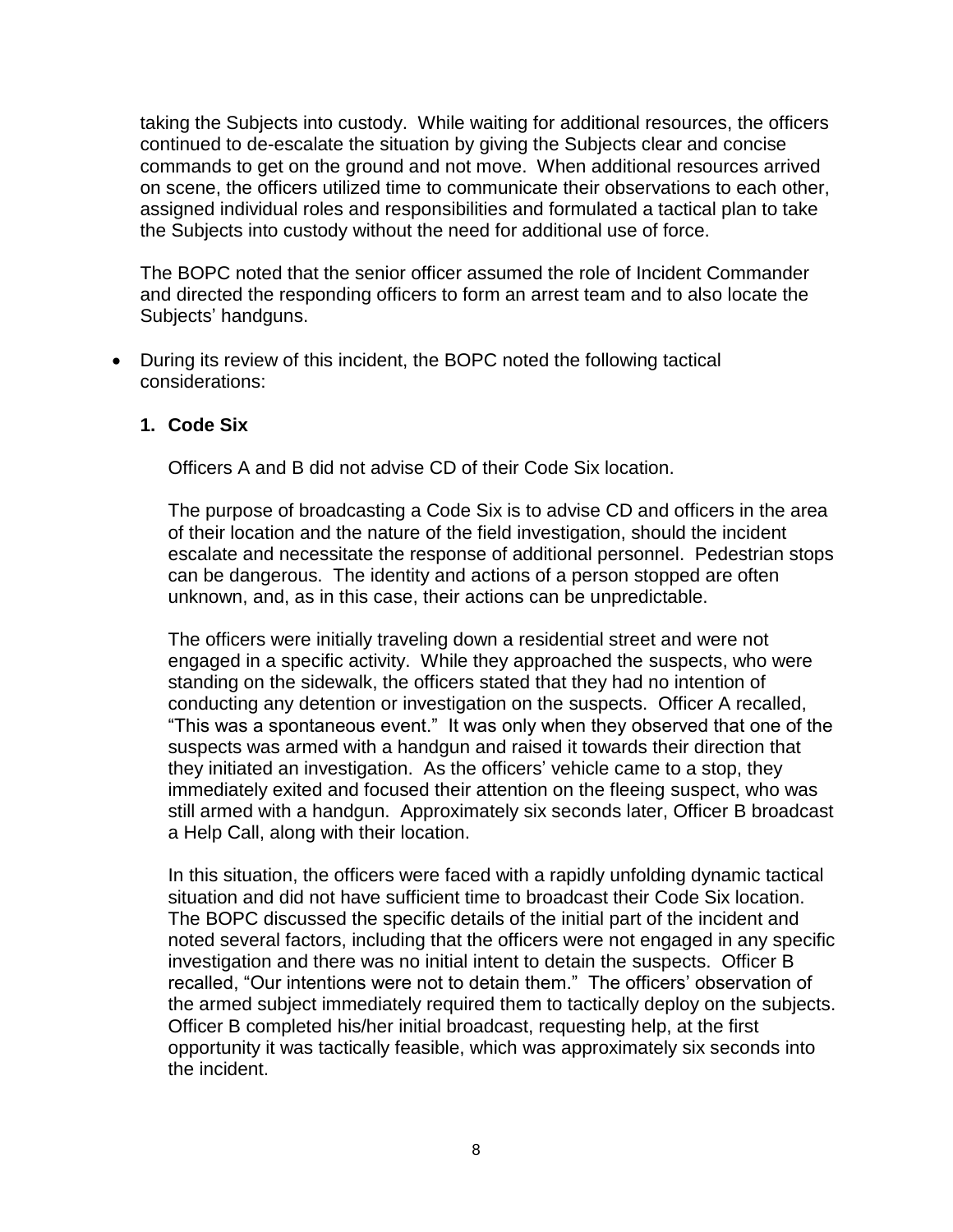taking the Subjects into custody. While waiting for additional resources, the officers continued to de-escalate the situation by giving the Subjects clear and concise commands to get on the ground and not move. When additional resources arrived on scene, the officers utilized time to communicate their observations to each other, assigned individual roles and responsibilities and formulated a tactical plan to take the Subjects into custody without the need for additional use of force.

The BOPC noted that the senior officer assumed the role of Incident Commander and directed the responding officers to form an arrest team and to also locate the Subjects' handguns.

- During its review of this incident, the BOPC noted the following tactical considerations:

  **1. Code Six**

  Officers A and B did not advise CD of their Code Six location.

  The purpose of broadcasting a Code Six is to advise CD and officers in the area of their location and the nature of the field investigation, should the incident escalate and necessitate the response of additional personnel. Pedestrian stops can be dangerous. The identity and actions of a person stopped are often unknown, and, as in this case, their actions can be unpredictable.

  The officers were initially traveling down a residential street and were not engaged in a specific activity. While they approached the suspects, who were standing on the sidewalk, the officers stated that they had no intention of conducting any detention or investigation on the suspects. Officer A recalled, "This was a spontaneous event." It was only when they observed that one of the suspects was armed with a handgun and raised it towards their direction that they initiated an investigation. As the officers' vehicle came to a stop, they immediately exited and focused their attention on the fleeing suspect, who was still armed with a handgun. Approximately six seconds later, Officer B broadcast a Help Call, along with their location.

  In this situation, the officers were faced with a rapidly unfolding dynamic tactical situation and did not have sufficient time to broadcast their Code Six location. The BOPC discussed the specific details of the initial part of the incident and noted several factors, including that the officers were not engaged in any specific investigation and there was no initial intent to detain the suspects. Officer B recalled, "Our intentions were not to detain them." The officers' observation of the armed subject immediately required them to tactically deploy on the subjects. Officer B completed his/her initial broadcast, requesting help, at the first opportunity it was tactically feasible, which was approximately six seconds into the incident.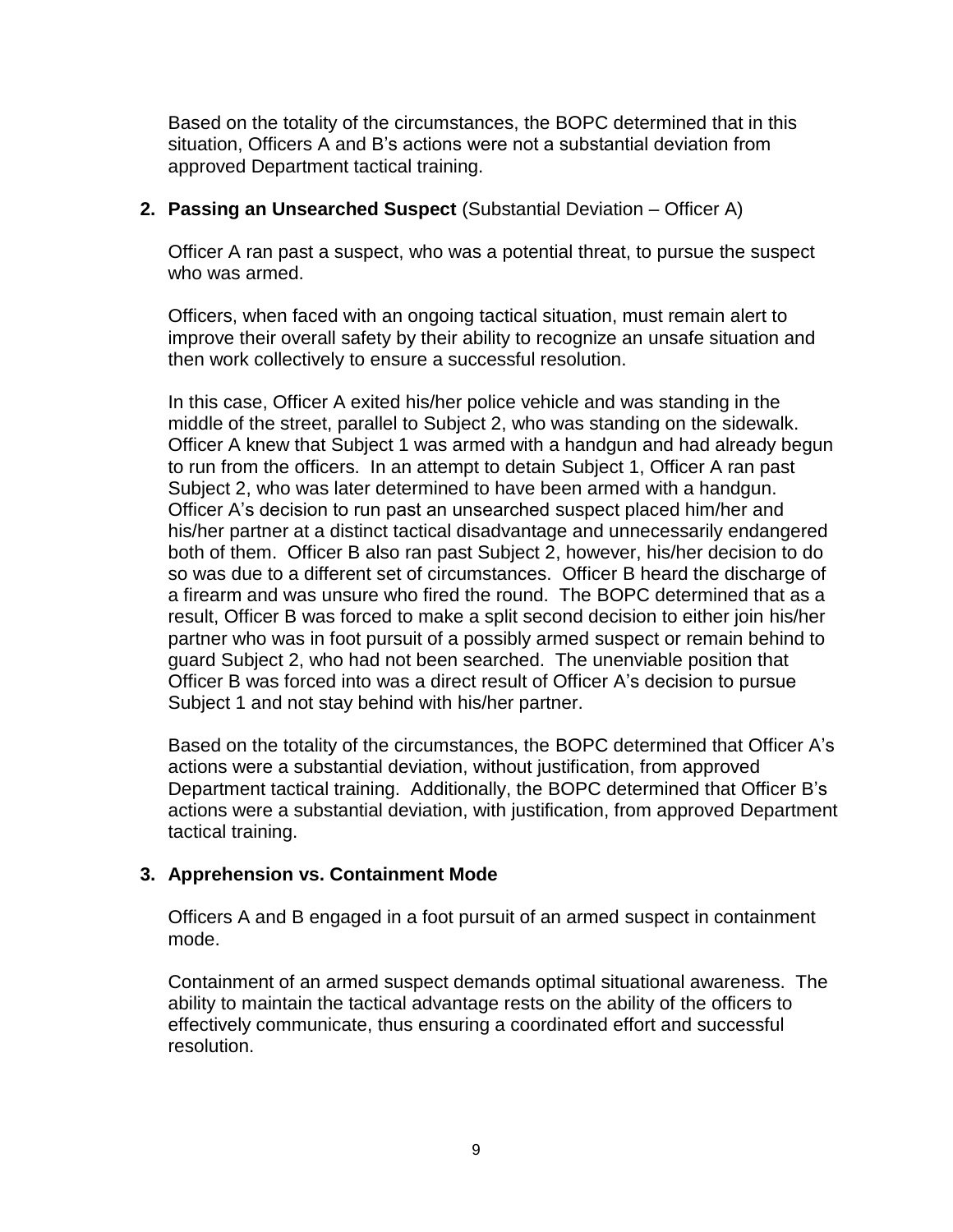Based on the totality of the circumstances, the BOPC determined that in this situation, Officers A and B's actions were not a substantial deviation from approved Department tactical training.

2. **Passing an Unsearched Suspect** (Substantial Deviation – Officer A)

   Officer A ran past a suspect, who was a potential threat, to pursue the suspect who was armed.

   Officers, when faced with an ongoing tactical situation, must remain alert to improve their overall safety by their ability to recognize an unsafe situation and then work collectively to ensure a successful resolution.

   In this case, Officer A exited his/her police vehicle and was standing in the middle of the street, parallel to Subject 2, who was standing on the sidewalk. Officer A knew that Subject 1 was armed with a handgun and had already begun to run from the officers. In an attempt to detain Subject 1, Officer A ran past Subject 2, who was later determined to have been armed with a handgun. Officer A's decision to run past an unsearched suspect placed him/her and his/her partner at a distinct tactical disadvantage and unnecessarily endangered both of them. Officer B also ran past Subject 2, however, his/her decision to do so was due to a different set of circumstances. Officer B heard the discharge of a firearm and was unsure who fired the round. The BOPC determined that as a result, Officer B was forced to make a split second decision to either join his/her partner who was in foot pursuit of a possibly armed suspect or remain behind to guard Subject 2, who had not been searched. The unenviable position that Officer B was forced into was a direct result of Officer A's decision to pursue Subject 1 and not stay behind with his/her partner.

   Based on the totality of the circumstances, the BOPC determined that Officer A's actions were a substantial deviation, without justification, from approved Department tactical training. Additionally, the BOPC determined that Officer B's actions were a substantial deviation, with justification, from approved Department tactical training.

3. **Apprehension vs. Containment Mode**

   Officers A and B engaged in a foot pursuit of an armed suspect in containment mode.

   Containment of an armed suspect demands optimal situational awareness. The ability to maintain the tactical advantage rests on the ability of the officers to effectively communicate, thus ensuring a coordinated effort and successful resolution.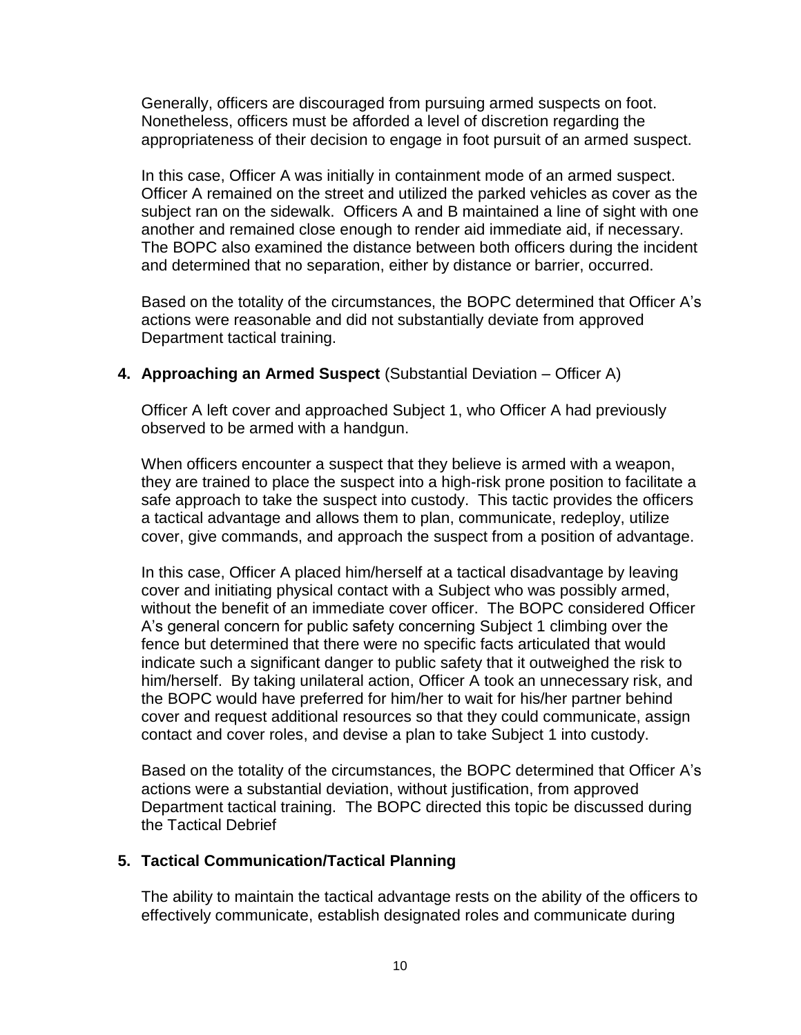Generally, officers are discouraged from pursuing armed suspects on foot. Nonetheless, officers must be afforded a level of discretion regarding the appropriateness of their decision to engage in foot pursuit of an armed suspect.

In this case, Officer A was initially in containment mode of an armed suspect. Officer A remained on the street and utilized the parked vehicles as cover as the subject ran on the sidewalk. Officers A and B maintained a line of sight with one another and remained close enough to render aid immediate aid, if necessary. The BOPC also examined the distance between both officers during the incident and determined that no separation, either by distance or barrier, occurred.

Based on the totality of the circumstances, the BOPC determined that Officer A's actions were reasonable and did not substantially deviate from approved Department tactical training.

4. **Approaching an Armed Suspect** (Substantial Deviation – Officer A)

   Officer A left cover and approached Subject 1, who Officer A had previously observed to be armed with a handgun.

   When officers encounter a suspect that they believe is armed with a weapon, they are trained to place the suspect into a high-risk prone position to facilitate a safe approach to take the suspect into custody. This tactic provides the officers a tactical advantage and allows them to plan, communicate, redeploy, utilize cover, give commands, and approach the suspect from a position of advantage.

   In this case, Officer A placed him/herself at a tactical disadvantage by leaving cover and initiating physical contact with a Subject who was possibly armed, without the benefit of an immediate cover officer. The BOPC considered Officer A's general concern for public safety concerning Subject 1 climbing over the fence but determined that there were no specific facts articulated that would indicate such a significant danger to public safety that it outweighed the risk to him/herself. By taking unilateral action, Officer A took an unnecessary risk, and the BOPC would have preferred for him/her to wait for his/her partner behind cover and request additional resources so that they could communicate, assign contact and cover roles, and devise a plan to take Subject 1 into custody.

   Based on the totality of the circumstances, the BOPC determined that Officer A's actions were a substantial deviation, without justification, from approved Department tactical training. The BOPC directed this topic be discussed during the Tactical Debrief

5. **Tactical Communication/Tactical Planning**

   The ability to maintain the tactical advantage rests on the ability of the officers to effectively communicate, establish designated roles and communicate during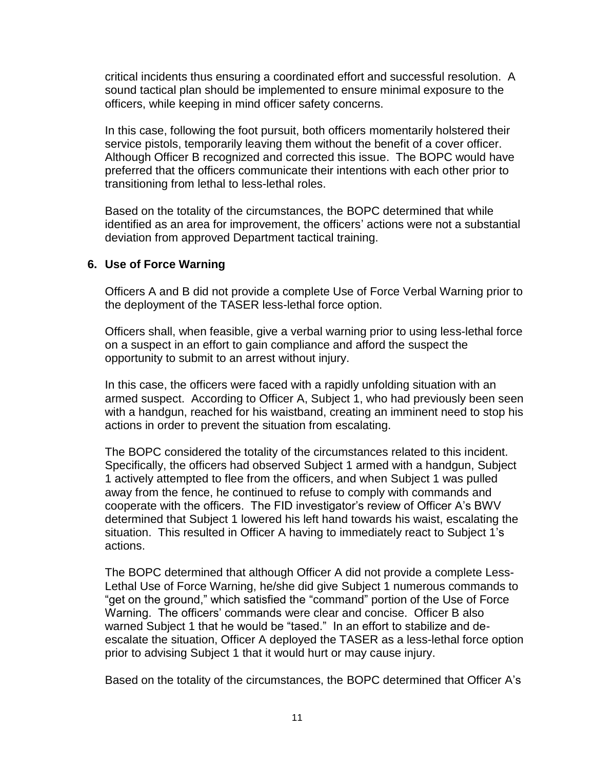critical incidents thus ensuring a coordinated effort and successful resolution. A sound tactical plan should be implemented to ensure minimal exposure to the officers, while keeping in mind officer safety concerns.

In this case, following the foot pursuit, both officers momentarily holstered their service pistols, temporarily leaving them without the benefit of a cover officer. Although Officer B recognized and corrected this issue. The BOPC would have preferred that the officers communicate their intentions with each other prior to transitioning from lethal to less-lethal roles.

Based on the totality of the circumstances, the BOPC determined that while identified as an area for improvement, the officers' actions were not a substantial deviation from approved Department tactical training.

**6. Use of Force Warning**

Officers A and B did not provide a complete Use of Force Verbal Warning prior to the deployment of the TASER less-lethal force option.

Officers shall, when feasible, give a verbal warning prior to using less-lethal force on a suspect in an effort to gain compliance and afford the suspect the opportunity to submit to an arrest without injury.

In this case, the officers were faced with a rapidly unfolding situation with an armed suspect. According to Officer A, Subject 1, who had previously been seen with a handgun, reached for his waistband, creating an imminent need to stop his actions in order to prevent the situation from escalating.

The BOPC considered the totality of the circumstances related to this incident. Specifically, the officers had observed Subject 1 armed with a handgun, Subject 1 actively attempted to flee from the officers, and when Subject 1 was pulled away from the fence, he continued to refuse to comply with commands and cooperate with the officers. The FID investigator's review of Officer A's BWV determined that Subject 1 lowered his left hand towards his waist, escalating the situation. This resulted in Officer A having to immediately react to Subject 1's actions.

The BOPC determined that although Officer A did not provide a complete Less-Lethal Use of Force Warning, he/she did give Subject 1 numerous commands to "get on the ground," which satisfied the "command" portion of the Use of Force Warning. The officers' commands were clear and concise. Officer B also warned Subject 1 that he would be "tased." In an effort to stabilize and de-escalate the situation, Officer A deployed the TASER as a less-lethal force option prior to advising Subject 1 that it would hurt or may cause injury.

Based on the totality of the circumstances, the BOPC determined that Officer A's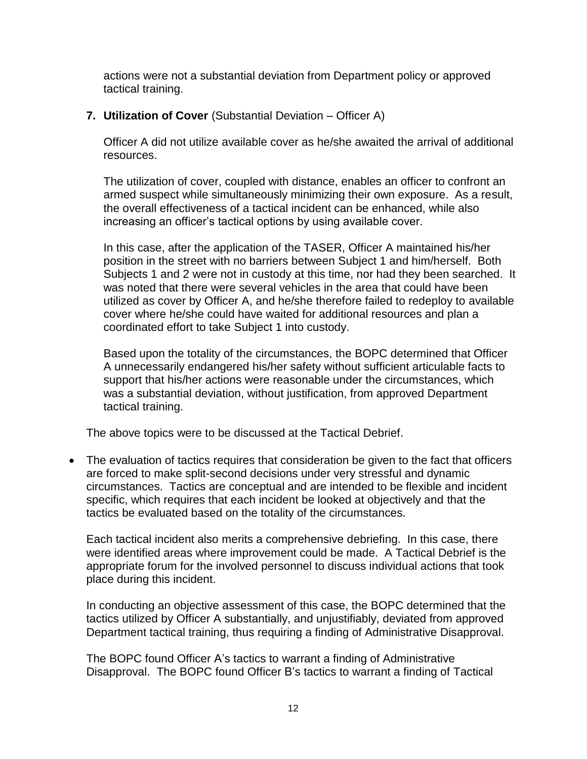actions were not a substantial deviation from Department policy or approved tactical training.

7. **Utilization of Cover** (Substantial Deviation – Officer A)

   Officer A did not utilize available cover as he/she awaited the arrival of additional resources.

   The utilization of cover, coupled with distance, enables an officer to confront an armed suspect while simultaneously minimizing their own exposure. As a result, the overall effectiveness of a tactical incident can be enhanced, while also increasing an officer's tactical options by using available cover.

   In this case, after the application of the TASER, Officer A maintained his/her position in the street with no barriers between Subject 1 and him/herself. Both Subjects 1 and 2 were not in custody at this time, nor had they been searched. It was noted that there were several vehicles in the area that could have been utilized as cover by Officer A, and he/she therefore failed to redeploy to available cover where he/she could have waited for additional resources and plan a coordinated effort to take Subject 1 into custody.

   Based upon the totality of the circumstances, the BOPC determined that Officer A unnecessarily endangered his/her safety without sufficient articulable facts to support that his/her actions were reasonable under the circumstances, which was a substantial deviation, without justification, from approved Department tactical training.

The above topics were to be discussed at the Tactical Debrief.

- The evaluation of tactics requires that consideration be given to the fact that officers are forced to make split-second decisions under very stressful and dynamic circumstances. Tactics are conceptual and are intended to be flexible and incident specific, which requires that each incident be looked at objectively and that the tactics be evaluated based on the totality of the circumstances.

  Each tactical incident also merits a comprehensive debriefing. In this case, there were identified areas where improvement could be made. A Tactical Debrief is the appropriate forum for the involved personnel to discuss individual actions that took place during this incident.

  In conducting an objective assessment of this case, the BOPC determined that the tactics utilized by Officer A substantially, and unjustifiably, deviated from approved Department tactical training, thus requiring a finding of Administrative Disapproval.

  The BOPC found Officer A's tactics to warrant a finding of Administrative Disapproval. The BOPC found Officer B's tactics to warrant a finding of Tactical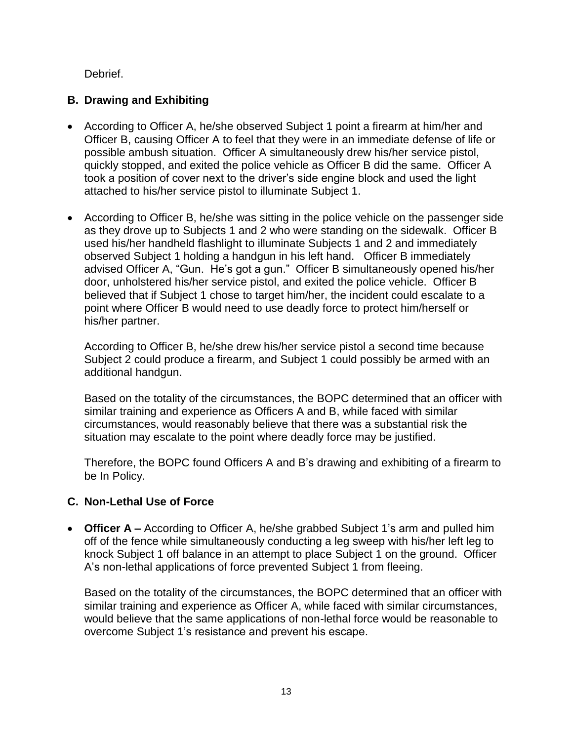Debrief.

### B. Drawing and Exhibiting

- According to Officer A, he/she observed Subject 1 point a firearm at him/her and Officer B, causing Officer A to feel that they were in an immediate defense of life or possible ambush situation. Officer A simultaneously drew his/her service pistol, quickly stopped, and exited the police vehicle as Officer B did the same. Officer A took a position of cover next to the driver's side engine block and used the light attached to his/her service pistol to illuminate Subject 1.

- According to Officer B, he/she was sitting in the police vehicle on the passenger side as they drove up to Subjects 1 and 2 who were standing on the sidewalk. Officer B used his/her handheld flashlight to illuminate Subjects 1 and 2 and immediately observed Subject 1 holding a handgun in his left hand. Officer B immediately advised Officer A, "Gun. He's got a gun." Officer B simultaneously opened his/her door, unholstered his/her service pistol, and exited the police vehicle. Officer B believed that if Subject 1 chose to target him/her, the incident could escalate to a point where Officer B would need to use deadly force to protect him/herself or his/her partner.

  According to Officer B, he/she drew his/her service pistol a second time because Subject 2 could produce a firearm, and Subject 1 could possibly be armed with an additional handgun.

  Based on the totality of the circumstances, the BOPC determined that an officer with similar training and experience as Officers A and B, while faced with similar circumstances, would reasonably believe that there was a substantial risk the situation may escalate to the point where deadly force may be justified.

  Therefore, the BOPC found Officers A and B's drawing and exhibiting of a firearm to be In Policy.

### C. Non-Lethal Use of Force

- **Officer A –** According to Officer A, he/she grabbed Subject 1's arm and pulled him off of the fence while simultaneously conducting a leg sweep with his/her left leg to knock Subject 1 off balance in an attempt to place Subject 1 on the ground. Officer A's non-lethal applications of force prevented Subject 1 from fleeing.

  Based on the totality of the circumstances, the BOPC determined that an officer with similar training and experience as Officer A, while faced with similar circumstances, would believe that the same applications of non-lethal force would be reasonable to overcome Subject 1's resistance and prevent his escape.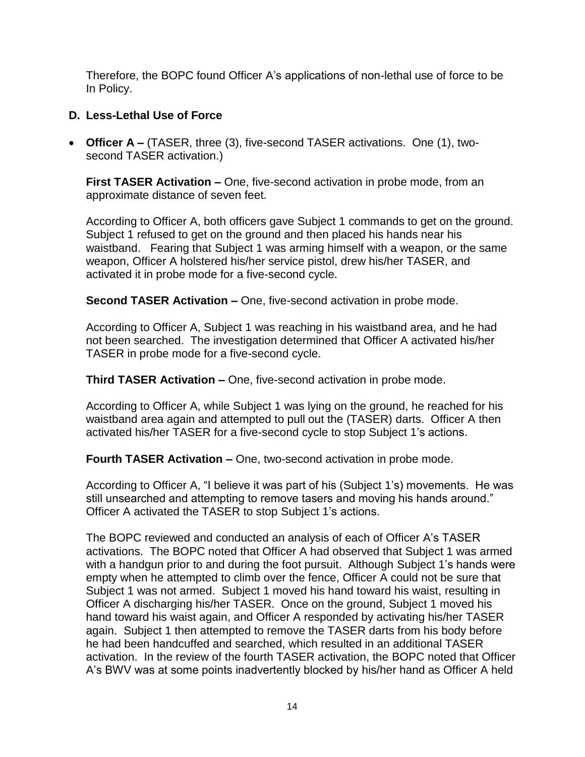Therefore, the BOPC found Officer A's applications of non-lethal use of force to be In Policy.

### D. Less-Lethal Use of Force

- **Officer A –** (TASER, three (3), five-second TASER activations. One (1), two-second TASER activation.)

  **First TASER Activation –** One, five-second activation in probe mode, from an approximate distance of seven feet.

  According to Officer A, both officers gave Subject 1 commands to get on the ground. Subject 1 refused to get on the ground and then placed his hands near his waistband. Fearing that Subject 1 was arming himself with a weapon, or the same weapon, Officer A holstered his/her service pistol, drew his/her TASER, and activated it in probe mode for a five-second cycle.

  **Second TASER Activation –** One, five-second activation in probe mode.

  According to Officer A, Subject 1 was reaching in his waistband area, and he had not been searched. The investigation determined that Officer A activated his/her TASER in probe mode for a five-second cycle.

  **Third TASER Activation –** One, five-second activation in probe mode.

  According to Officer A, while Subject 1 was lying on the ground, he reached for his waistband area again and attempted to pull out the (TASER) darts. Officer A then activated his/her TASER for a five-second cycle to stop Subject 1's actions.

  **Fourth TASER Activation –** One, two-second activation in probe mode.

  According to Officer A, "I believe it was part of his (Subject 1's) movements. He was still unsearched and attempting to remove tasers and moving his hands around." Officer A activated the TASER to stop Subject 1's actions.

  The BOPC reviewed and conducted an analysis of each of Officer A's TASER activations. The BOPC noted that Officer A had observed that Subject 1 was armed with a handgun prior to and during the foot pursuit. Although Subject 1's hands were empty when he attempted to climb over the fence, Officer A could not be sure that Subject 1 was not armed. Subject 1 moved his hand toward his waist, resulting in Officer A discharging his/her TASER. Once on the ground, Subject 1 moved his hand toward his waist again, and Officer A responded by activating his/her TASER again. Subject 1 then attempted to remove the TASER darts from his body before he had been handcuffed and searched, which resulted in an additional TASER activation. In the review of the fourth TASER activation, the BOPC noted that Officer A's BWV was at some points inadvertently blocked by his/her hand as Officer A held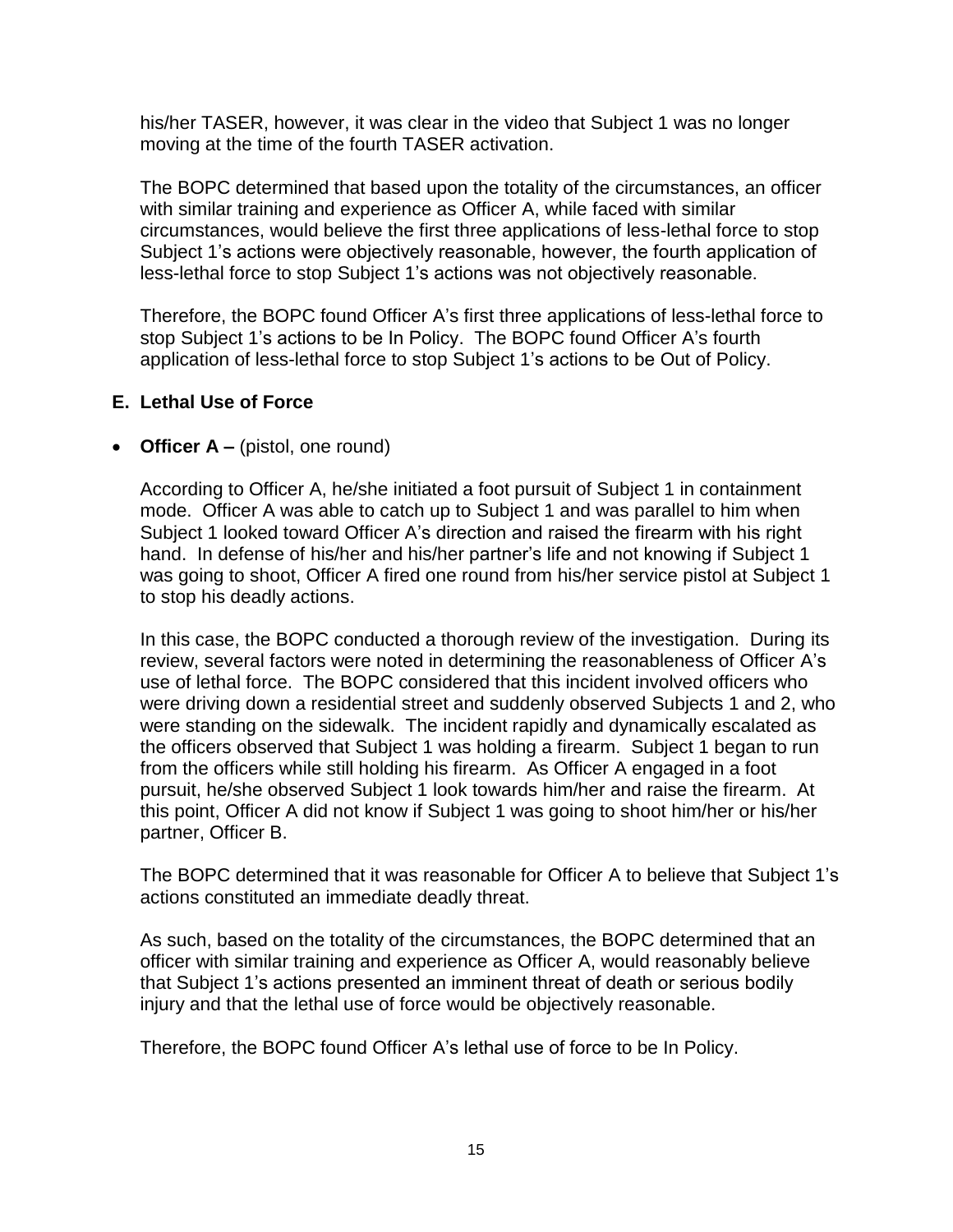his/her TASER, however, it was clear in the video that Subject 1 was no longer moving at the time of the fourth TASER activation.

The BOPC determined that based upon the totality of the circumstances, an officer with similar training and experience as Officer A, while faced with similar circumstances, would believe the first three applications of less-lethal force to stop Subject 1's actions were objectively reasonable, however, the fourth application of less-lethal force to stop Subject 1's actions was not objectively reasonable.

Therefore, the BOPC found Officer A's first three applications of less-lethal force to stop Subject 1's actions to be In Policy. The BOPC found Officer A's fourth application of less-lethal force to stop Subject 1's actions to be Out of Policy.

## E. Lethal Use of Force

- **Officer A –** (pistol, one round)

  According to Officer A, he/she initiated a foot pursuit of Subject 1 in containment mode. Officer A was able to catch up to Subject 1 and was parallel to him when Subject 1 looked toward Officer A's direction and raised the firearm with his right hand. In defense of his/her and his/her partner's life and not knowing if Subject 1 was going to shoot, Officer A fired one round from his/her service pistol at Subject 1 to stop his deadly actions.

  In this case, the BOPC conducted a thorough review of the investigation. During its review, several factors were noted in determining the reasonableness of Officer A's use of lethal force. The BOPC considered that this incident involved officers who were driving down a residential street and suddenly observed Subjects 1 and 2, who were standing on the sidewalk. The incident rapidly and dynamically escalated as the officers observed that Subject 1 was holding a firearm. Subject 1 began to run from the officers while still holding his firearm. As Officer A engaged in a foot pursuit, he/she observed Subject 1 look towards him/her and raise the firearm. At this point, Officer A did not know if Subject 1 was going to shoot him/her or his/her partner, Officer B.

  The BOPC determined that it was reasonable for Officer A to believe that Subject 1's actions constituted an immediate deadly threat.

  As such, based on the totality of the circumstances, the BOPC determined that an officer with similar training and experience as Officer A, would reasonably believe that Subject 1's actions presented an imminent threat of death or serious bodily injury and that the lethal use of force would be objectively reasonable.

  Therefore, the BOPC found Officer A's lethal use of force to be In Policy.